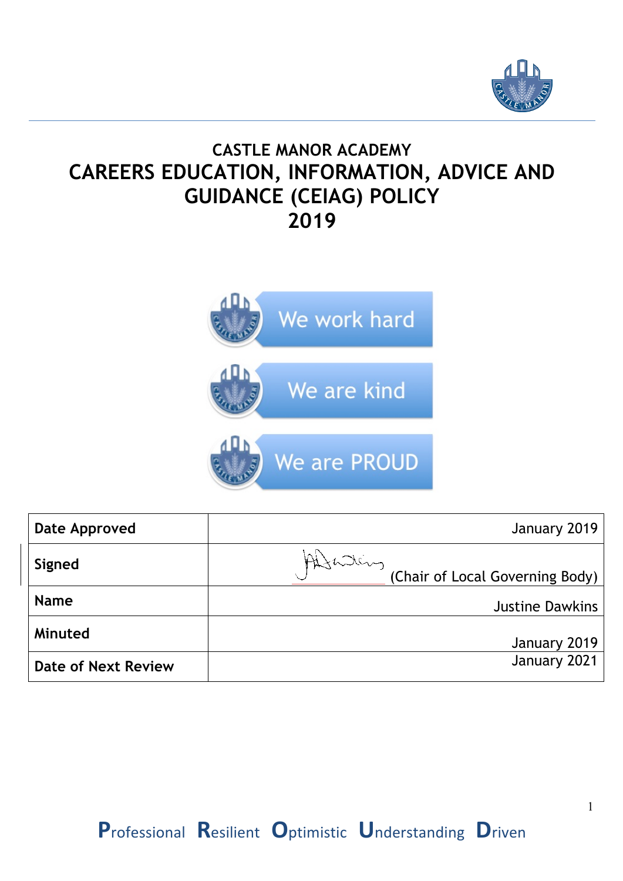# CASTLE MANOR ACADEMY
# CAREERS EDUCATION, INFORMATION, ADVICE AND GUIDANCE (CEIAG) POLICY
# 2019

We work hard

We are kind

We are PROUD

| Date Approved | January 2019 |
|---|---|
| Signed | (Chair of Local Governing Body) |
| Name | Justine Dawkins |
| Minuted | January 2019 |
| Date of Next Review | January 2021 |

**P**rofessional **R**esilient **O**ptimistic **U**nderstanding **D**riven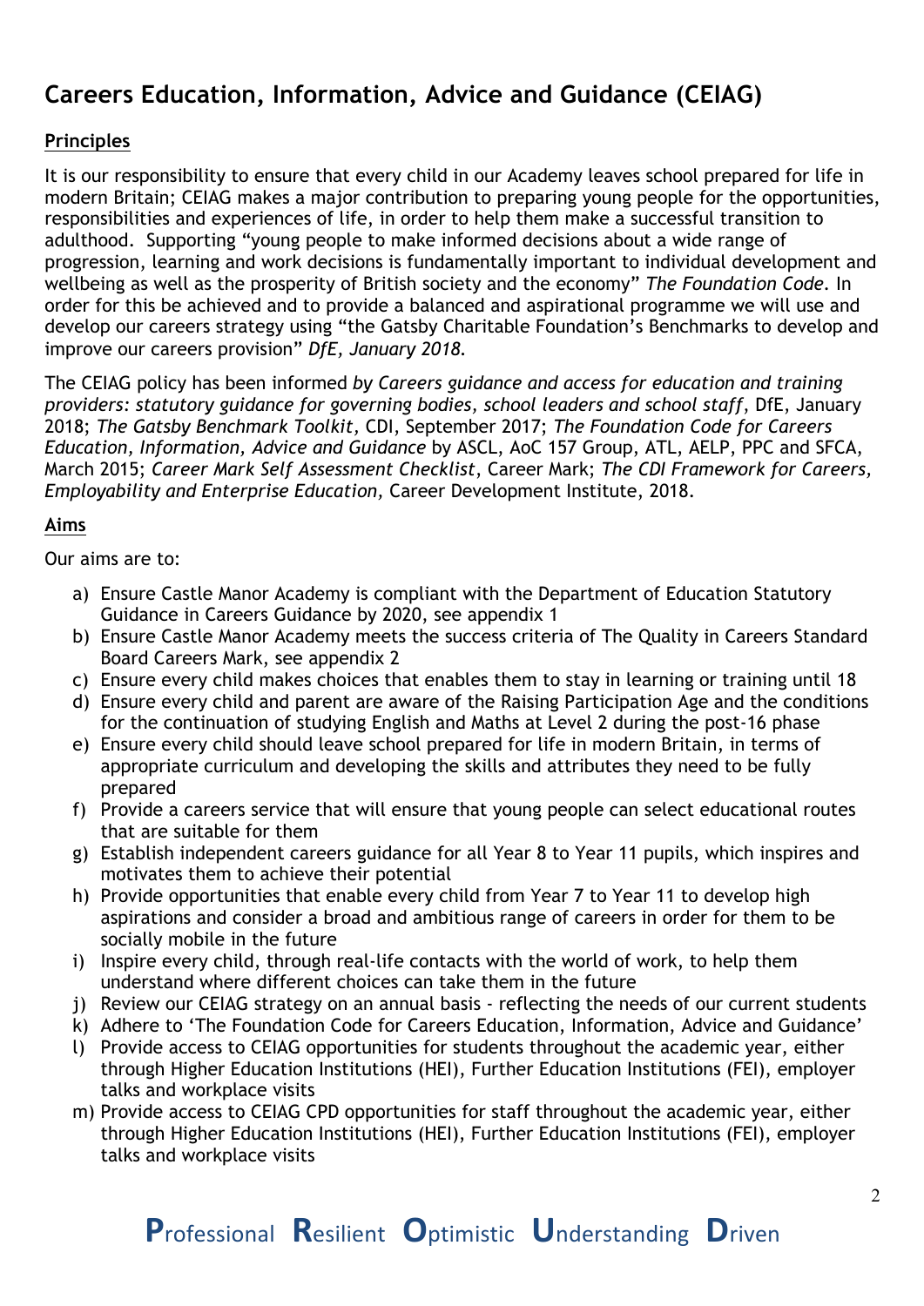# Careers Education, Information, Advice and Guidance (CEIAG)

## Principles

It is our responsibility to ensure that every child in our Academy leaves school prepared for life in modern Britain; CEIAG makes a major contribution to preparing young people for the opportunities, responsibilities and experiences of life, in order to help them make a successful transition to adulthood. Supporting "young people to make informed decisions about a wide range of progression, learning and work decisions is fundamentally important to individual development and wellbeing as well as the prosperity of British society and the economy" *The Foundation Code*. In order for this be achieved and to provide a balanced and aspirational programme we will use and develop our careers strategy using "the Gatsby Charitable Foundation's Benchmarks to develop and improve our careers provision" *DfE, January 2018*.

The CEIAG policy has been informed *by Careers guidance and access for education and training providers: statutory guidance for governing bodies, school leaders and school staff*, DfE, January 2018; *The Gatsby Benchmark Toolkit,* CDI, September 2017; *The Foundation Code for Careers Education, Information, Advice and Guidance* by ASCL, AoC 157 Group, ATL, AELP, PPC and SFCA, March 2015; *Career Mark Self Assessment Checklist*, Career Mark; *The CDI Framework for Careers, Employability and Enterprise Education,* Career Development Institute, 2018.

## Aims

Our aims are to:

a) Ensure Castle Manor Academy is compliant with the Department of Education Statutory Guidance in Careers Guidance by 2020, see appendix 1
b) Ensure Castle Manor Academy meets the success criteria of The Quality in Careers Standard Board Careers Mark, see appendix 2
c) Ensure every child makes choices that enables them to stay in learning or training until 18
d) Ensure every child and parent are aware of the Raising Participation Age and the conditions for the continuation of studying English and Maths at Level 2 during the post-16 phase
e) Ensure every child should leave school prepared for life in modern Britain, in terms of appropriate curriculum and developing the skills and attributes they need to be fully prepared
f) Provide a careers service that will ensure that young people can select educational routes that are suitable for them
g) Establish independent careers guidance for all Year 8 to Year 11 pupils, which inspires and motivates them to achieve their potential
h) Provide opportunities that enable every child from Year 7 to Year 11 to develop high aspirations and consider a broad and ambitious range of careers in order for them to be socially mobile in the future
i) Inspire every child, through real-life contacts with the world of work, to help them understand where different choices can take them in the future
j) Review our CEIAG strategy on an annual basis - reflecting the needs of our current students
k) Adhere to 'The Foundation Code for Careers Education, Information, Advice and Guidance'
l) Provide access to CEIAG opportunities for students throughout the academic year, either through Higher Education Institutions (HEI), Further Education Institutions (FEI), employer talks and workplace visits
m) Provide access to CEIAG CPD opportunities for staff throughout the academic year, either through Higher Education Institutions (HEI), Further Education Institutions (FEI), employer talks and workplace visits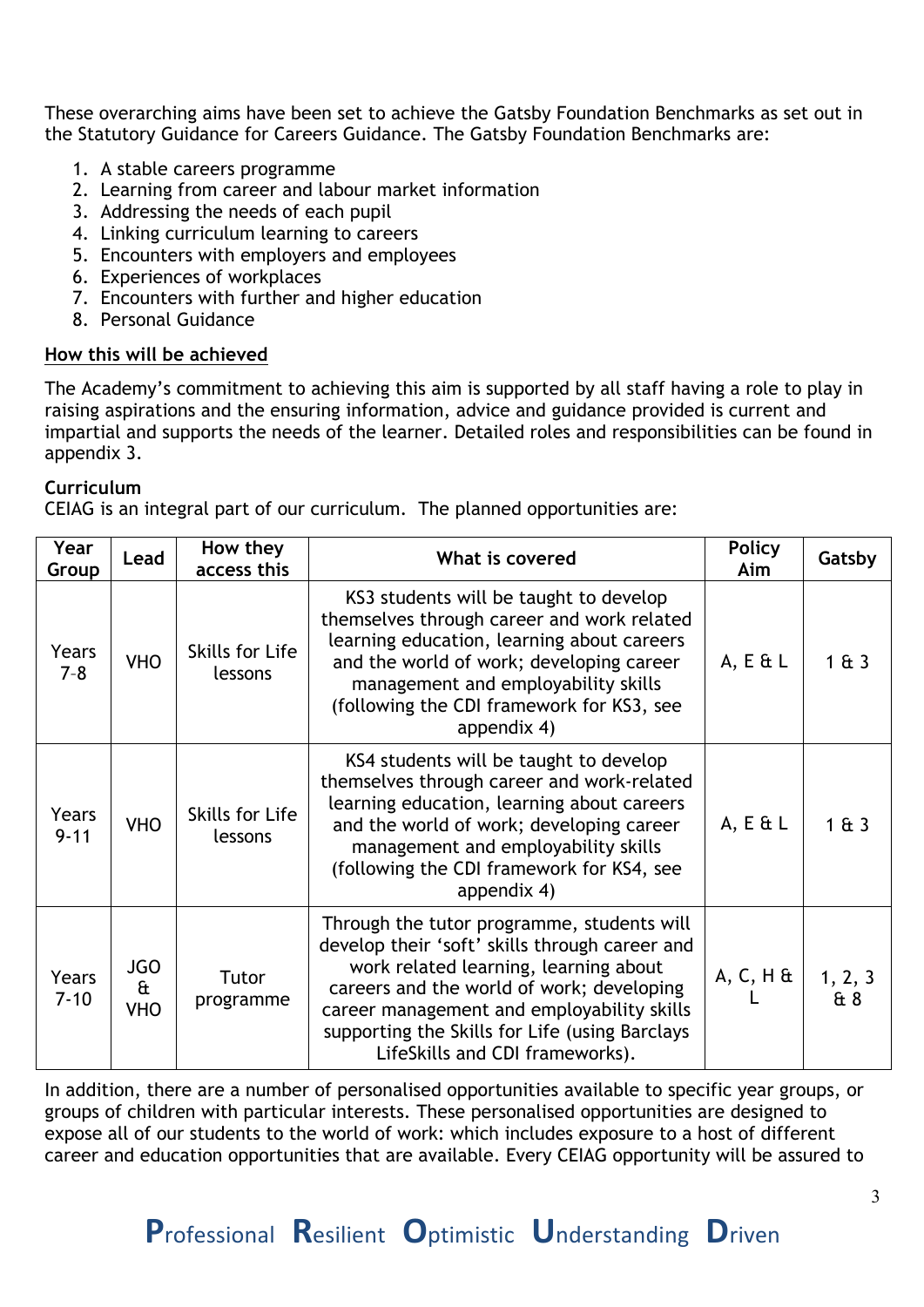These overarching aims have been set to achieve the Gatsby Foundation Benchmarks as set out in the Statutory Guidance for Careers Guidance. The Gatsby Foundation Benchmarks are:

1. A stable careers programme
2. Learning from career and labour market information
3. Addressing the needs of each pupil
4. Linking curriculum learning to careers
5. Encounters with employers and employees
6. Experiences of workplaces
7. Encounters with further and higher education
8. Personal Guidance

**How this will be achieved**

The Academy's commitment to achieving this aim is supported by all staff having a role to play in raising aspirations and the ensuring information, advice and guidance provided is current and impartial and supports the needs of the learner. Detailed roles and responsibilities can be found in appendix 3.

**Curriculum**

CEIAG is an integral part of our curriculum. The planned opportunities are:

| Year Group | Lead | How they access this | What is covered | Policy Aim | Gatsby |
|---|---|---|---|---|---|
| Years 7-8 | VHO | Skills for Life lessons | KS3 students will be taught to develop themselves through career and work related learning education, learning about careers and the world of work; developing career management and employability skills (following the CDI framework for KS3, see appendix 4) | A, E & L | 1 & 3 |
| Years 9-11 | VHO | Skills for Life lessons | KS4 students will be taught to develop themselves through career and work-related learning education, learning about careers and the world of work; developing career management and employability skills (following the CDI framework for KS4, see appendix 4) | A, E & L | 1 & 3 |
| Years 7-10 | JGO & VHO | Tutor programme | Through the tutor programme, students will develop their 'soft' skills through career and work related learning, learning about careers and the world of work; developing career management and employability skills supporting the Skills for Life (using Barclays LifeSkills and CDI frameworks). | A, C, H & L | 1, 2, 3 & 8 |

In addition, there are a number of personalised opportunities available to specific year groups, or groups of children with particular interests. These personalised opportunities are designed to expose all of our students to the world of work: which includes exposure to a host of different career and education opportunities that are available. Every CEIAG opportunity will be assured to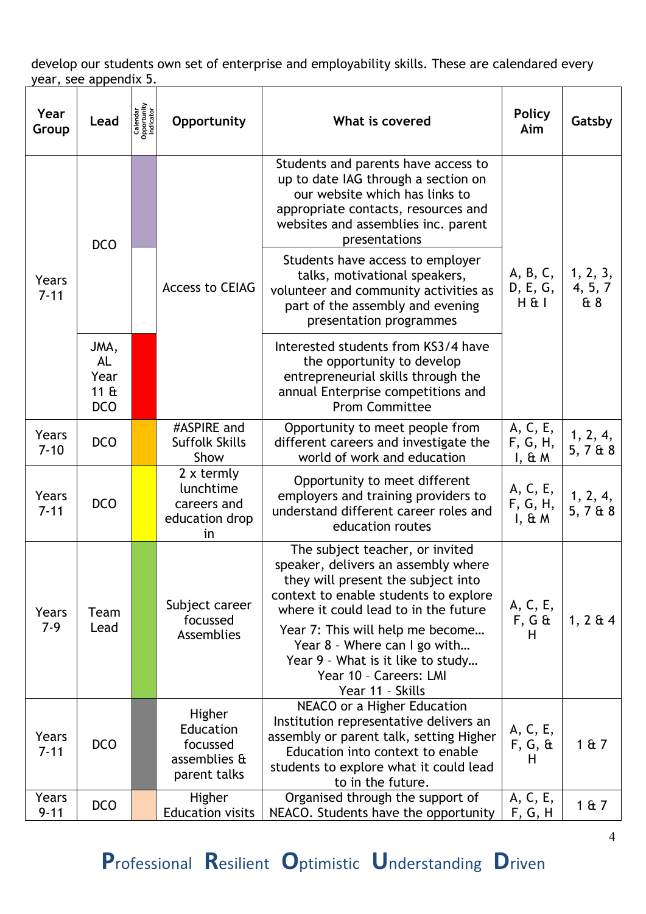develop our students own set of enterprise and employability skills. These are calendared every year, see appendix 5.

| Year Group | Lead | Calendar Opportunity Indicator | Opportunity | What is covered | Policy Aim | Gatsby |
|---|---|---|---|---|---|---|
| Years 7-11 | DCO | | Access to CEIAG | Students and parents have access to up to date IAG through a section on our website which has links to appropriate contacts, resources and websites and assemblies inc. parent presentations | A, B, C, D, E, G, H & I | 1, 2, 3, 4, 5, 7 & 8 |
| | | | | Students have access to employer talks, motivational speakers, volunteer and community activities as part of the assembly and evening presentation programmes | | |
| | JMA, AL Year 11 & DCO | | | Interested students from KS3/4 have the opportunity to develop entrepreneurial skills through the annual Enterprise competitions and Prom Committee | | |
| Years 7-10 | DCO | | #ASPIRE and Suffolk Skills Show | Opportunity to meet people from different careers and investigate the world of work and education | A, C, E, F, G, H, I, & M | 1, 2, 4, 5, 7 & 8 |
| Years 7-11 | DCO | | 2 x termly lunchtime careers and education drop in | Opportunity to meet different employers and training providers to understand different career roles and education routes | A, C, E, F, G, H, I, & M | 1, 2, 4, 5, 7 & 8 |
| Years 7-9 | Team Lead | | Subject career focussed Assemblies | The subject teacher, or invited speaker, delivers an assembly where they will present the subject into context to enable students to explore where it could lead to in the future<br>Year 7: This will help me become…<br>Year 8 – Where can I go with…<br>Year 9 – What is it like to study…<br>Year 10 – Careers: LMI<br>Year 11 – Skills | A, C, E, F, G & H | 1, 2 & 4 |
| Years 7-11 | DCO | | Higher Education focussed assemblies & parent talks | NEACO or a Higher Education Institution representative delivers an assembly or parent talk, setting Higher Education into context to enable students to explore what it could lead to in the future. | A, C, E, F, G, & H | 1 & 7 |
| Years 9-11 | DCO | | Higher Education visits | Organised through the support of NEACO. Students have the opportunity | A, C, E, F, G, H | 1 & 7 |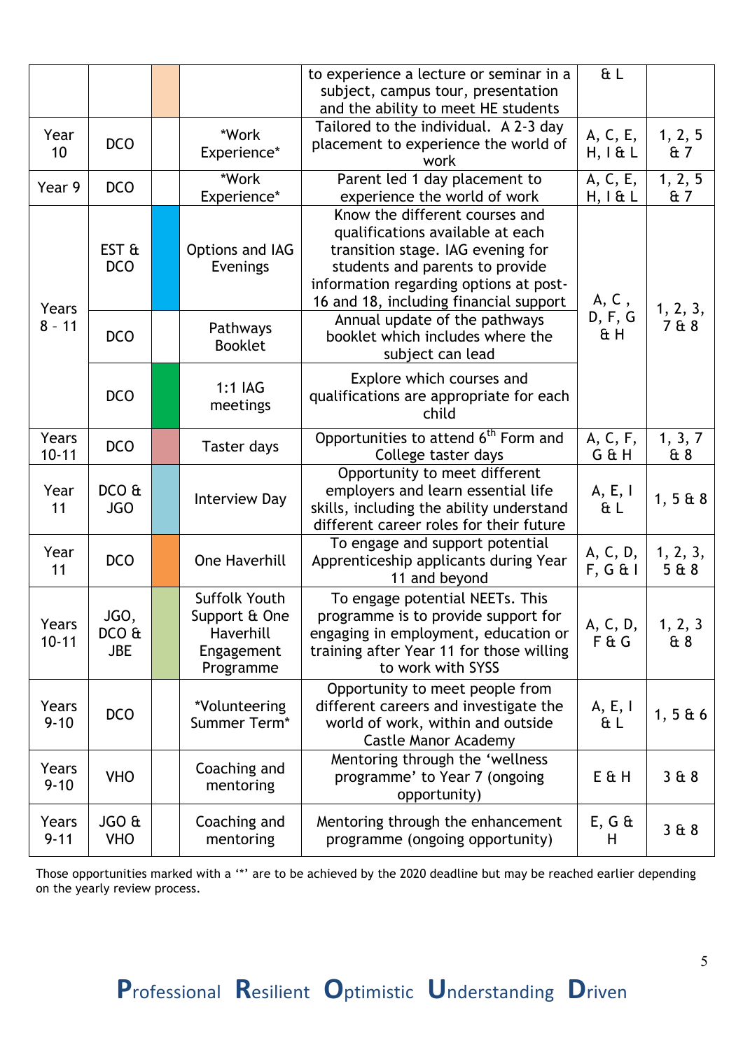| | | | | to experience a lecture or seminar in a subject, campus tour, presentation and the ability to meet HE students | & L | |
|---|---|---|---|---|---|---|
| Year 10 | DCO | | *Work Experience* | Tailored to the individual. A 2-3 day placement to experience the world of work | A, C, E, H, I & L | 1, 2, 5 & 7 |
| Year 9 | DCO | | *Work Experience* | Parent led 1 day placement to experience the world of work | A, C, E, H, I & L | 1, 2, 5 & 7 |
| Years 8 – 11 | EST & DCO | | Options and IAG Evenings | Know the different courses and qualifications available at each transition stage. IAG evening for students and parents to provide information regarding options at post-16 and 18, including financial support | A, C, D, F, G & H | 1, 2, 3, 7 & 8 |
| | DCO | | Pathways Booklet | Annual update of the pathways booklet which includes where the subject can lead | | |
| | DCO | | 1:1 IAG meetings | Explore which courses and qualifications are appropriate for each child | | |
| Years 10-11 | DCO | | Taster days | Opportunities to attend 6th Form and College taster days | A, C, F, G & H | 1, 3, 7 & 8 |
| Year 11 | DCO & JGO | | Interview Day | Opportunity to meet different employers and learn essential life skills, including the ability understand different career roles for their future | A, E, I & L | 1, 5 & 8 |
| Year 11 | DCO | | One Haverhill | To engage and support potential Apprenticeship applicants during Year 11 and beyond | A, C, D, F, G & I | 1, 2, 3, 5 & 8 |
| Years 10-11 | JGO, DCO & JBE | | Suffolk Youth Support & One Haverhill Engagement Programme | To engage potential NEETs. This programme is to provide support for engaging in employment, education or training after Year 11 for those willing to work with SYSS | A, C, D, F & G | 1, 2, 3 & 8 |
| Years 9-10 | DCO | | *Volunteering Summer Term* | Opportunity to meet people from different careers and investigate the world of work, within and outside Castle Manor Academy | A, E, I & L | 1, 5 & 6 |
| Years 9-10 | VHO | | Coaching and mentoring | Mentoring through the 'wellness programme' to Year 7 (ongoing opportunity) | E & H | 3 & 8 |
| Years 9-11 | JGO & VHO | | Coaching and mentoring | Mentoring through the enhancement programme (ongoing opportunity) | E, G & H | 3 & 8 |

Those opportunities marked with a '*' are to be achieved by the 2020 deadline but may be reached earlier depending on the yearly review process.

**P**rofessional **R**esilient **O**ptimistic **U**nderstanding **D**riven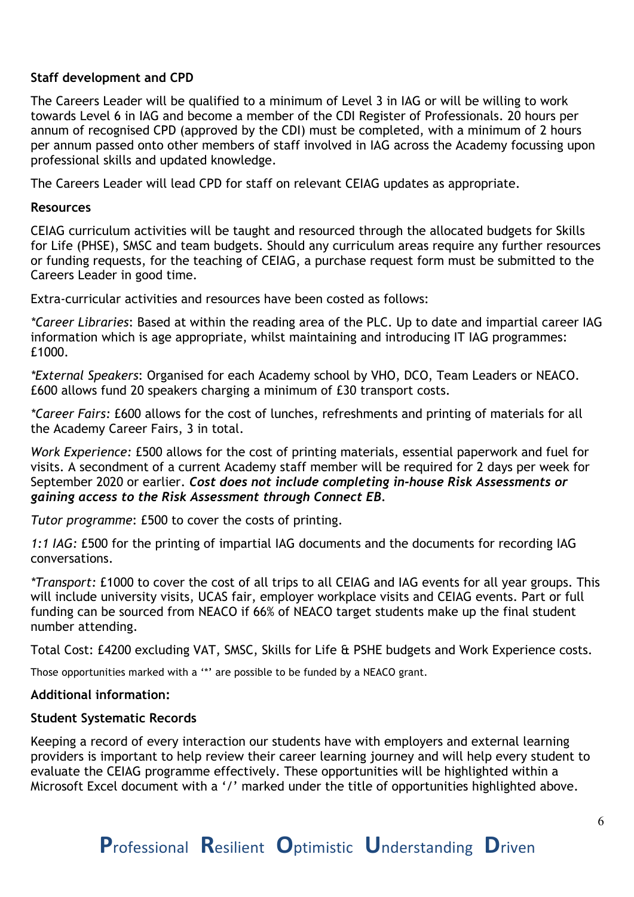**Staff development and CPD**

The Careers Leader will be qualified to a minimum of Level 3 in IAG or will be willing to work towards Level 6 in IAG and become a member of the CDI Register of Professionals. 20 hours per annum of recognised CPD (approved by the CDI) must be completed, with a minimum of 2 hours per annum passed onto other members of staff involved in IAG across the Academy focussing upon professional skills and updated knowledge.

The Careers Leader will lead CPD for staff on relevant CEIAG updates as appropriate.

**Resources**

CEIAG curriculum activities will be taught and resourced through the allocated budgets for Skills for Life (PHSE), SMSC and team budgets. Should any curriculum areas require any further resources or funding requests, for the teaching of CEIAG, a purchase request form must be submitted to the Careers Leader in good time.

Extra-curricular activities and resources have been costed as follows:

*\*Career Libraries*: Based at within the reading area of the PLC. Up to date and impartial career IAG information which is age appropriate, whilst maintaining and introducing IT IAG programmes: £1000.

*\*External Speakers*: Organised for each Academy school by VHO, DCO, Team Leaders or NEACO. £600 allows fund 20 speakers charging a minimum of £30 transport costs.

*\*Career Fairs:* £600 allows for the cost of lunches, refreshments and printing of materials for all the Academy Career Fairs, 3 in total.

*Work Experience:* £500 allows for the cost of printing materials, essential paperwork and fuel for visits. A secondment of a current Academy staff member will be required for 2 days per week for September 2020 or earlier. ***Cost does not include completing in-house Risk Assessments or gaining access to the Risk Assessment through Connect EB.***

*Tutor programme*: £500 to cover the costs of printing.

*1:1 IAG:* £500 for the printing of impartial IAG documents and the documents for recording IAG conversations.

*\*Transport:* £1000 to cover the cost of all trips to all CEIAG and IAG events for all year groups. This will include university visits, UCAS fair, employer workplace visits and CEIAG events. Part or full funding can be sourced from NEACO if 66% of NEACO target students make up the final student number attending.

Total Cost: £4200 excluding VAT, SMSC, Skills for Life & PSHE budgets and Work Experience costs.

Those opportunities marked with a '\*' are possible to be funded by a NEACO grant.

**Additional information:**

**Student Systematic Records**

Keeping a record of every interaction our students have with employers and external learning providers is important to help review their career learning journey and will help every student to evaluate the CEIAG programme effectively. These opportunities will be highlighted within a Microsoft Excel document with a '/' marked under the title of opportunities highlighted above.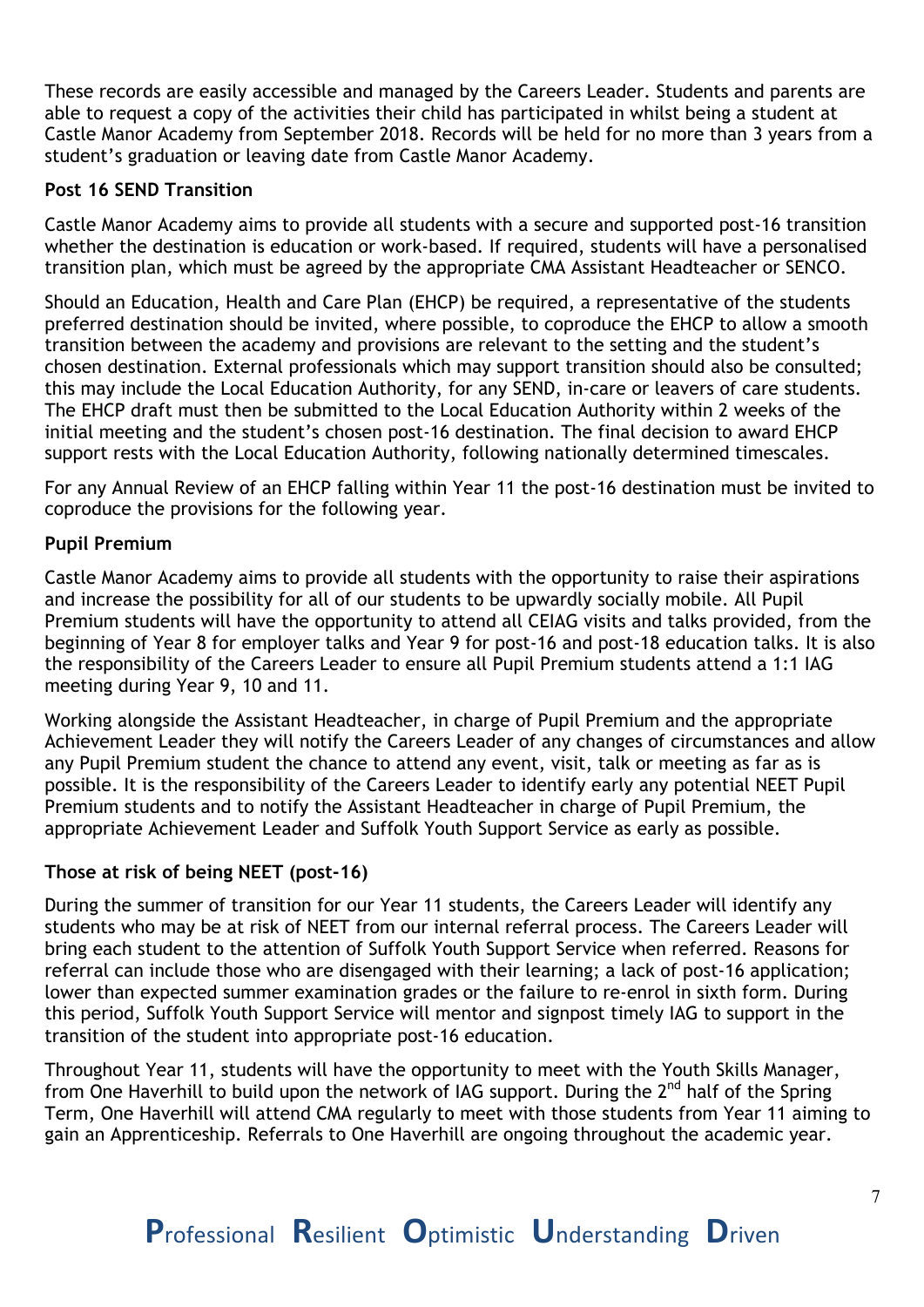These records are easily accessible and managed by the Careers Leader. Students and parents are able to request a copy of the activities their child has participated in whilst being a student at Castle Manor Academy from September 2018. Records will be held for no more than 3 years from a student's graduation or leaving date from Castle Manor Academy.

**Post 16 SEND Transition**

Castle Manor Academy aims to provide all students with a secure and supported post-16 transition whether the destination is education or work-based. If required, students will have a personalised transition plan, which must be agreed by the appropriate CMA Assistant Headteacher or SENCO.

Should an Education, Health and Care Plan (EHCP) be required, a representative of the students preferred destination should be invited, where possible, to coproduce the EHCP to allow a smooth transition between the academy and provisions are relevant to the setting and the student's chosen destination. External professionals which may support transition should also be consulted; this may include the Local Education Authority, for any SEND, in-care or leavers of care students. The EHCP draft must then be submitted to the Local Education Authority within 2 weeks of the initial meeting and the student's chosen post-16 destination. The final decision to award EHCP support rests with the Local Education Authority, following nationally determined timescales.

For any Annual Review of an EHCP falling within Year 11 the post-16 destination must be invited to coproduce the provisions for the following year.

**Pupil Premium**

Castle Manor Academy aims to provide all students with the opportunity to raise their aspirations and increase the possibility for all of our students to be upwardly socially mobile. All Pupil Premium students will have the opportunity to attend all CEIAG visits and talks provided, from the beginning of Year 8 for employer talks and Year 9 for post-16 and post-18 education talks. It is also the responsibility of the Careers Leader to ensure all Pupil Premium students attend a 1:1 IAG meeting during Year 9, 10 and 11.

Working alongside the Assistant Headteacher, in charge of Pupil Premium and the appropriate Achievement Leader they will notify the Careers Leader of any changes of circumstances and allow any Pupil Premium student the chance to attend any event, visit, talk or meeting as far as is possible. It is the responsibility of the Careers Leader to identify early any potential NEET Pupil Premium students and to notify the Assistant Headteacher in charge of Pupil Premium, the appropriate Achievement Leader and Suffolk Youth Support Service as early as possible.

**Those at risk of being NEET (post-16)**

During the summer of transition for our Year 11 students, the Careers Leader will identify any students who may be at risk of NEET from our internal referral process. The Careers Leader will bring each student to the attention of Suffolk Youth Support Service when referred. Reasons for referral can include those who are disengaged with their learning; a lack of post-16 application; lower than expected summer examination grades or the failure to re-enrol in sixth form. During this period, Suffolk Youth Support Service will mentor and signpost timely IAG to support in the transition of the student into appropriate post-16 education.

Throughout Year 11, students will have the opportunity to meet with the Youth Skills Manager, from One Haverhill to build upon the network of IAG support. During the 2nd half of the Spring Term, One Haverhill will attend CMA regularly to meet with those students from Year 11 aiming to gain an Apprenticeship. Referrals to One Haverhill are ongoing throughout the academic year.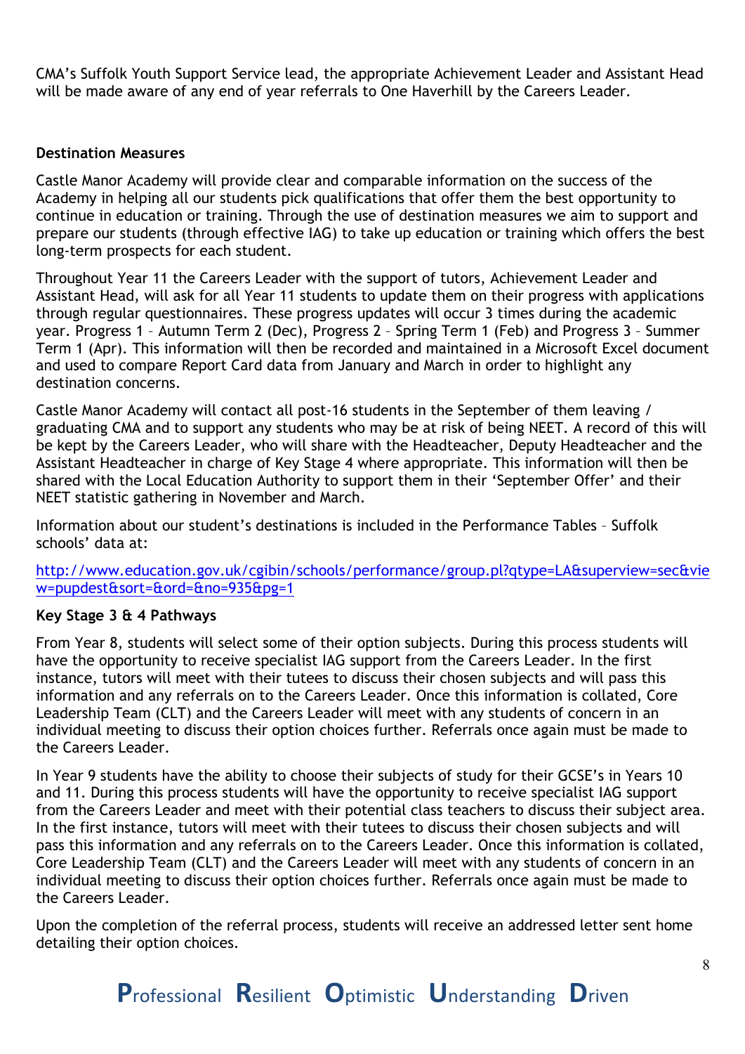CMA's Suffolk Youth Support Service lead, the appropriate Achievement Leader and Assistant Head will be made aware of any end of year referrals to One Haverhill by the Careers Leader.

**Destination Measures**

Castle Manor Academy will provide clear and comparable information on the success of the Academy in helping all our students pick qualifications that offer them the best opportunity to continue in education or training. Through the use of destination measures we aim to support and prepare our students (through effective IAG) to take up education or training which offers the best long-term prospects for each student.

Throughout Year 11 the Careers Leader with the support of tutors, Achievement Leader and Assistant Head, will ask for all Year 11 students to update them on their progress with applications through regular questionnaires. These progress updates will occur 3 times during the academic year. Progress 1 – Autumn Term 2 (Dec), Progress 2 – Spring Term 1 (Feb) and Progress 3 – Summer Term 1 (Apr). This information will then be recorded and maintained in a Microsoft Excel document and used to compare Report Card data from January and March in order to highlight any destination concerns.

Castle Manor Academy will contact all post-16 students in the September of them leaving / graduating CMA and to support any students who may be at risk of being NEET. A record of this will be kept by the Careers Leader, who will share with the Headteacher, Deputy Headteacher and the Assistant Headteacher in charge of Key Stage 4 where appropriate. This information will then be shared with the Local Education Authority to support them in their 'September Offer' and their NEET statistic gathering in November and March.

Information about our student's destinations is included in the Performance Tables – Suffolk schools' data at:

http://www.education.gov.uk/cgibin/schools/performance/group.pl?qtype=LA&superview=sec&view=pupdest&sort=&ord=&no=935&pg=1

**Key Stage 3 & 4 Pathways**

From Year 8, students will select some of their option subjects. During this process students will have the opportunity to receive specialist IAG support from the Careers Leader. In the first instance, tutors will meet with their tutees to discuss their chosen subjects and will pass this information and any referrals on to the Careers Leader. Once this information is collated, Core Leadership Team (CLT) and the Careers Leader will meet with any students of concern in an individual meeting to discuss their option choices further. Referrals once again must be made to the Careers Leader.

In Year 9 students have the ability to choose their subjects of study for their GCSE's in Years 10 and 11. During this process students will have the opportunity to receive specialist IAG support from the Careers Leader and meet with their potential class teachers to discuss their subject area. In the first instance, tutors will meet with their tutees to discuss their chosen subjects and will pass this information and any referrals on to the Careers Leader. Once this information is collated, Core Leadership Team (CLT) and the Careers Leader will meet with any students of concern in an individual meeting to discuss their option choices further. Referrals once again must be made to the Careers Leader.

Upon the completion of the referral process, students will receive an addressed letter sent home detailing their option choices.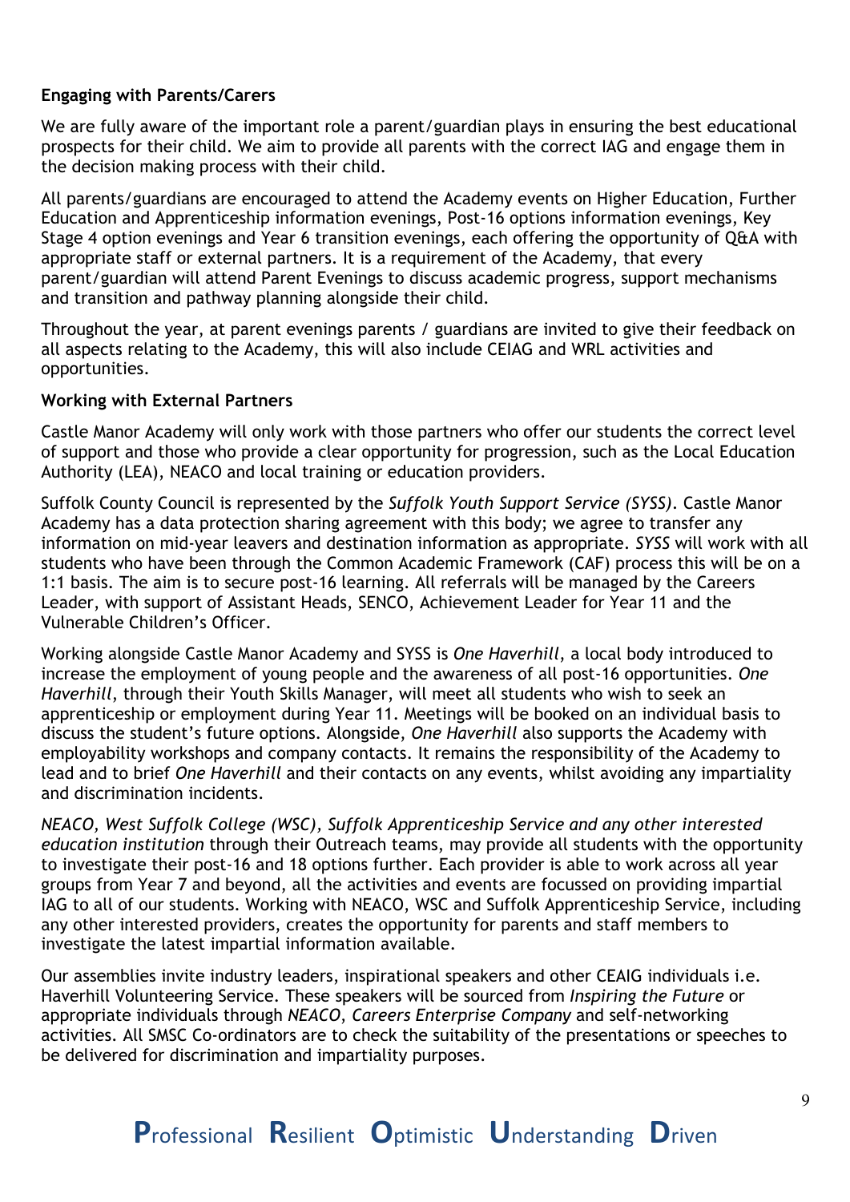**Engaging with Parents/Carers**

We are fully aware of the important role a parent/guardian plays in ensuring the best educational prospects for their child. We aim to provide all parents with the correct IAG and engage them in the decision making process with their child.

All parents/guardians are encouraged to attend the Academy events on Higher Education, Further Education and Apprenticeship information evenings, Post-16 options information evenings, Key Stage 4 option evenings and Year 6 transition evenings, each offering the opportunity of Q&A with appropriate staff or external partners. It is a requirement of the Academy, that every parent/guardian will attend Parent Evenings to discuss academic progress, support mechanisms and transition and pathway planning alongside their child.

Throughout the year, at parent evenings parents / guardians are invited to give their feedback on all aspects relating to the Academy, this will also include CEIAG and WRL activities and opportunities.

**Working with External Partners**

Castle Manor Academy will only work with those partners who offer our students the correct level of support and those who provide a clear opportunity for progression, such as the Local Education Authority (LEA), NEACO and local training or education providers.

Suffolk County Council is represented by the *Suffolk Youth Support Service (SYSS)*. Castle Manor Academy has a data protection sharing agreement with this body; we agree to transfer any information on mid-year leavers and destination information as appropriate. *SYSS* will work with all students who have been through the Common Academic Framework (CAF) process this will be on a 1:1 basis. The aim is to secure post-16 learning. All referrals will be managed by the Careers Leader, with support of Assistant Heads, SENCO, Achievement Leader for Year 11 and the Vulnerable Children's Officer.

Working alongside Castle Manor Academy and SYSS is *One Haverhill*, a local body introduced to increase the employment of young people and the awareness of all post-16 opportunities. *One Haverhill*, through their Youth Skills Manager, will meet all students who wish to seek an apprenticeship or employment during Year 11. Meetings will be booked on an individual basis to discuss the student's future options. Alongside, *One Haverhill* also supports the Academy with employability workshops and company contacts. It remains the responsibility of the Academy to lead and to brief *One Haverhill* and their contacts on any events, whilst avoiding any impartiality and discrimination incidents.

*NEACO, West Suffolk College (WSC), Suffolk Apprenticeship Service and any other interested education institution* through their Outreach teams, may provide all students with the opportunity to investigate their post-16 and 18 options further. Each provider is able to work across all year groups from Year 7 and beyond, all the activities and events are focussed on providing impartial IAG to all of our students. Working with NEACO, WSC and Suffolk Apprenticeship Service, including any other interested providers, creates the opportunity for parents and staff members to investigate the latest impartial information available.

Our assemblies invite industry leaders, inspirational speakers and other CEAIG individuals i.e. Haverhill Volunteering Service. These speakers will be sourced from *Inspiring the Future* or appropriate individuals through *NEACO, Careers Enterprise Company* and self-networking activities. All SMSC Co-ordinators are to check the suitability of the presentations or speeches to be delivered for discrimination and impartiality purposes.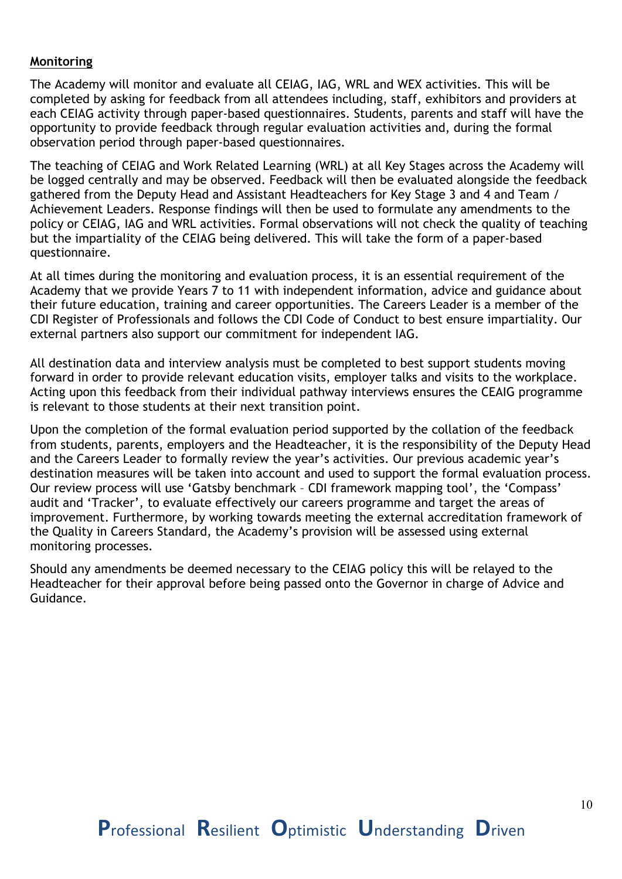**Monitoring**

The Academy will monitor and evaluate all CEIAG, IAG, WRL and WEX activities. This will be completed by asking for feedback from all attendees including, staff, exhibitors and providers at each CEIAG activity through paper-based questionnaires. Students, parents and staff will have the opportunity to provide feedback through regular evaluation activities and, during the formal observation period through paper-based questionnaires.

The teaching of CEIAG and Work Related Learning (WRL) at all Key Stages across the Academy will be logged centrally and may be observed. Feedback will then be evaluated alongside the feedback gathered from the Deputy Head and Assistant Headteachers for Key Stage 3 and 4 and Team / Achievement Leaders. Response findings will then be used to formulate any amendments to the policy or CEIAG, IAG and WRL activities. Formal observations will not check the quality of teaching but the impartiality of the CEIAG being delivered. This will take the form of a paper-based questionnaire.

At all times during the monitoring and evaluation process, it is an essential requirement of the Academy that we provide Years 7 to 11 with independent information, advice and guidance about their future education, training and career opportunities. The Careers Leader is a member of the CDI Register of Professionals and follows the CDI Code of Conduct to best ensure impartiality. Our external partners also support our commitment for independent IAG.

All destination data and interview analysis must be completed to best support students moving forward in order to provide relevant education visits, employer talks and visits to the workplace. Acting upon this feedback from their individual pathway interviews ensures the CEAIG programme is relevant to those students at their next transition point.

Upon the completion of the formal evaluation period supported by the collation of the feedback from students, parents, employers and the Headteacher, it is the responsibility of the Deputy Head and the Careers Leader to formally review the year's activities. Our previous academic year's destination measures will be taken into account and used to support the formal evaluation process. Our review process will use 'Gatsby benchmark – CDI framework mapping tool', the 'Compass' audit and 'Tracker', to evaluate effectively our careers programme and target the areas of improvement. Furthermore, by working towards meeting the external accreditation framework of the Quality in Careers Standard, the Academy's provision will be assessed using external monitoring processes.

Should any amendments be deemed necessary to the CEIAG policy this will be relayed to the Headteacher for their approval before being passed onto the Governor in charge of Advice and Guidance.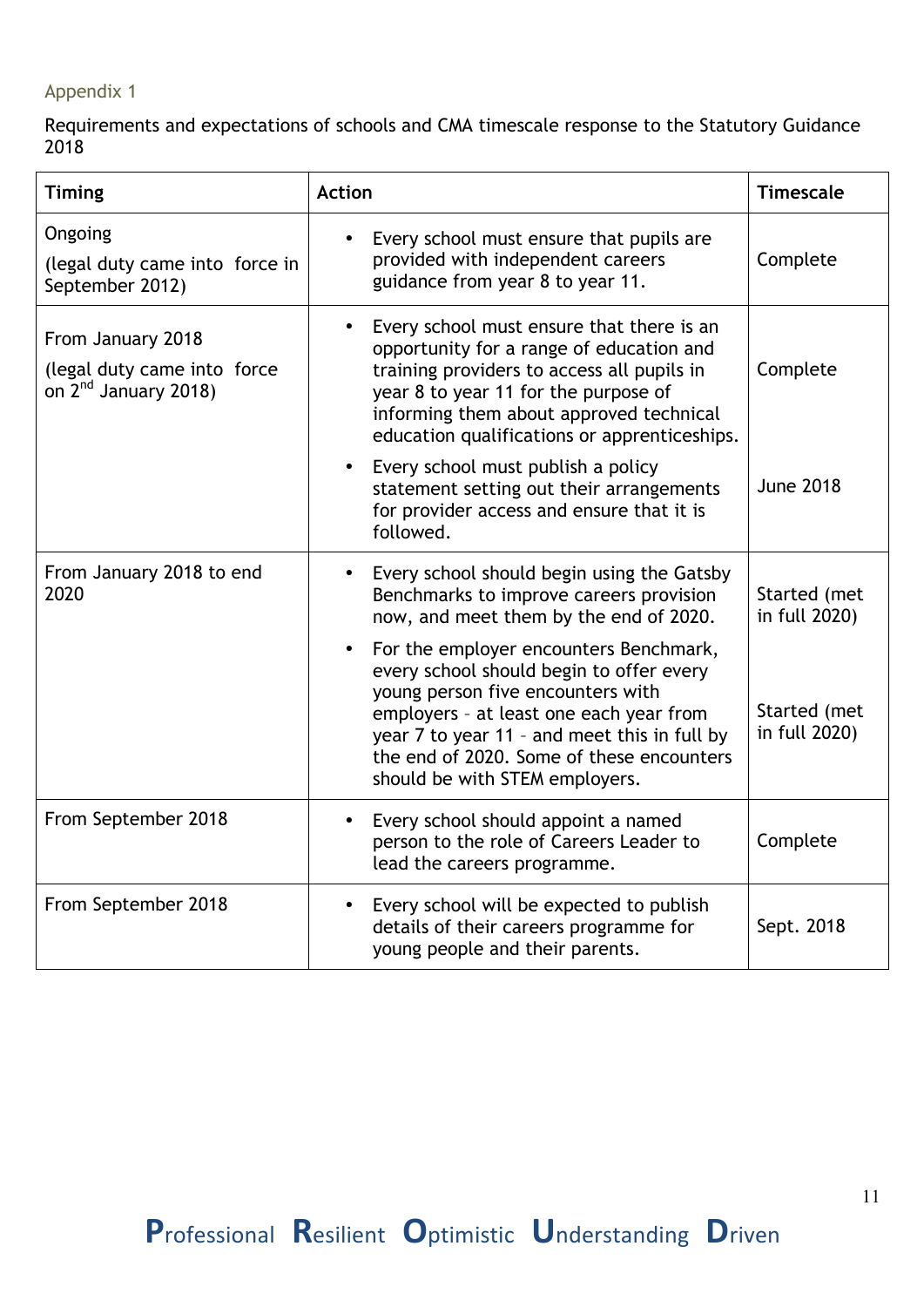## Appendix 1

Requirements and expectations of schools and CMA timescale response to the Statutory Guidance 2018

| Timing | Action | Timescale |
|---|---|---|
| Ongoing<br>(legal duty came into force in September 2012) | • Every school must ensure that pupils are provided with independent careers guidance from year 8 to year 11. | Complete |
| From January 2018<br>(legal duty came into force on 2nd January 2018) | • Every school must ensure that there is an opportunity for a range of education and training providers to access all pupils in year 8 to year 11 for the purpose of informing them about approved technical education qualifications or apprenticeships. | Complete |
| | • Every school must publish a policy statement setting out their arrangements for provider access and ensure that it is followed. | June 2018 |
| From January 2018 to end 2020 | • Every school should begin using the Gatsby Benchmarks to improve careers provision now, and meet them by the end of 2020. | Started (met in full 2020) |
| | • For the employer encounters Benchmark, every school should begin to offer every young person five encounters with employers – at least one each year from year 7 to year 11 – and meet this in full by the end of 2020. Some of these encounters should be with STEM employers. | Started (met in full 2020) |
| From September 2018 | • Every school should appoint a named person to the role of Careers Leader to lead the careers programme. | Complete |
| From September 2018 | • Every school will be expected to publish details of their careers programme for young people and their parents. | Sept. 2018 |

**P**rofessional **R**esilient **O**ptimistic **U**nderstanding **D**riven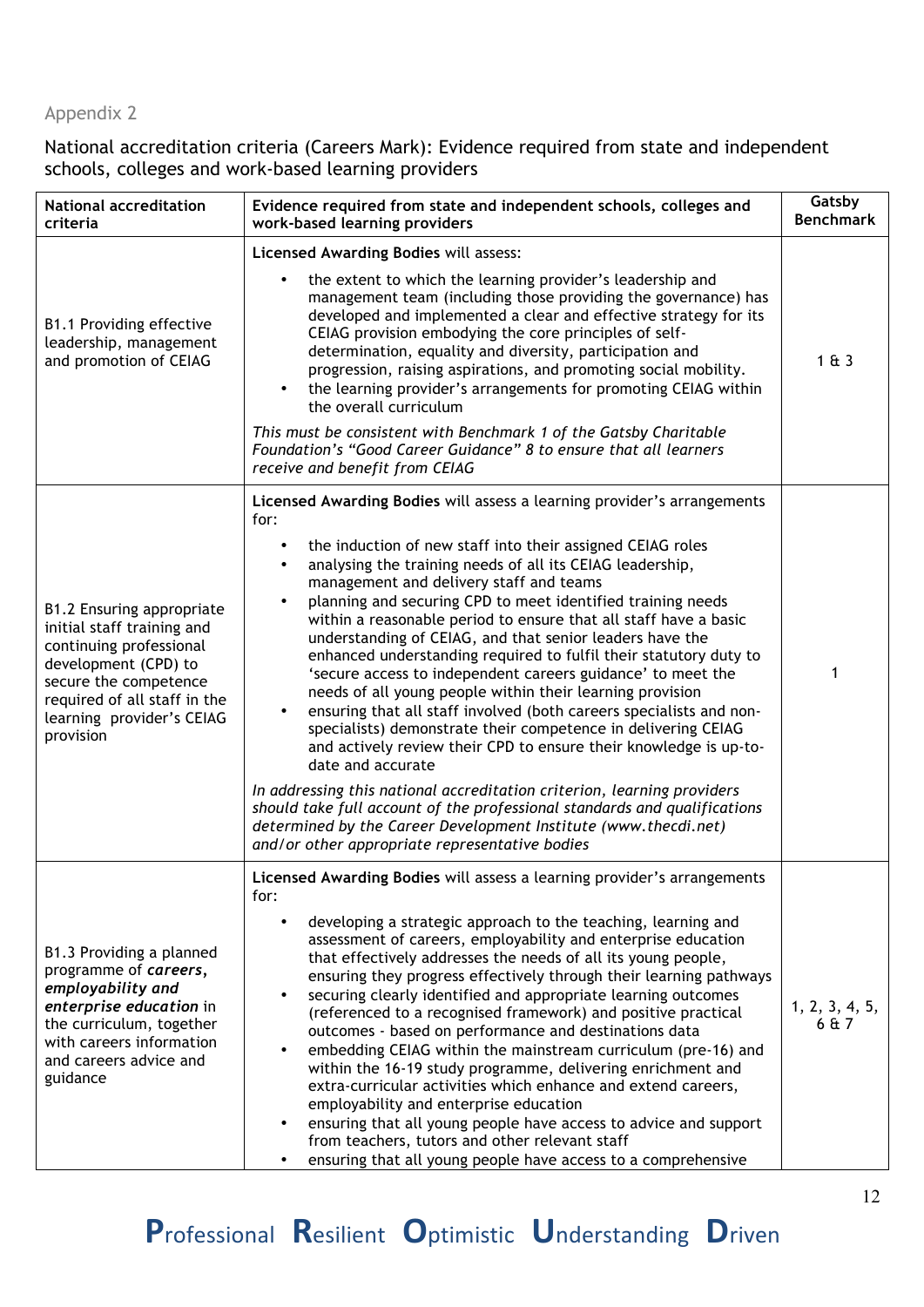Appendix 2

National accreditation criteria (Careers Mark): Evidence required from state and independent schools, colleges and work-based learning providers

| National accreditation criteria | Evidence required from state and independent schools, colleges and work-based learning providers | Gatsby Benchmark |
|---|---|---|
| B1.1 Providing effective leadership, management and promotion of CEIAG | **Licensed Awarding Bodies** will assess:<br>• the extent to which the learning provider's leadership and management team (including those providing the governance) has developed and implemented a clear and effective strategy for its CEIAG provision embodying the core principles of self-determination, equality and diversity, participation and progression, raising aspirations, and promoting social mobility.<br>• the learning provider's arrangements for promoting CEIAG within the overall curriculum<br>*This must be consistent with Benchmark 1 of the Gatsby Charitable Foundation's "Good Career Guidance" 8 to ensure that all learners receive and benefit from CEIAG* | 1 & 3 |
| B1.2 Ensuring appropriate initial staff training and continuing professional development (CPD) to secure the competence required of all staff in the learning provider's CEIAG provision | **Licensed Awarding Bodies** will assess a learning provider's arrangements for:<br>• the induction of new staff into their assigned CEIAG roles<br>• analysing the training needs of all its CEIAG leadership, management and delivery staff and teams<br>• planning and securing CPD to meet identified training needs within a reasonable period to ensure that all staff have a basic understanding of CEIAG, and that senior leaders have the enhanced understanding required to fulfil their statutory duty to 'secure access to independent careers guidance' to meet the needs of all young people within their learning provision<br>• ensuring that all staff involved (both careers specialists and non-specialists) demonstrate their competence in delivering CEIAG and actively review their CPD to ensure their knowledge is up-to-date and accurate<br>*In addressing this national accreditation criterion, learning providers should take full account of the professional standards and qualifications determined by the Career Development Institute (www.thecdi.net) and/or other appropriate representative bodies* | 1 |
| B1.3 Providing a planned programme of ***careers, employability and enterprise education*** in the curriculum, together with careers information and careers advice and guidance | **Licensed Awarding Bodies** will assess a learning provider's arrangements for:<br>• developing a strategic approach to the teaching, learning and assessment of careers, employability and enterprise education that effectively addresses the needs of all its young people, ensuring they progress effectively through their learning pathways<br>• securing clearly identified and appropriate learning outcomes (referenced to a recognised framework) and positive practical outcomes - based on performance and destinations data<br>• embedding CEIAG within the mainstream curriculum (pre-16) and within the 16-19 study programme, delivering enrichment and extra-curricular activities which enhance and extend careers, employability and enterprise education<br>• ensuring that all young people have access to advice and support from teachers, tutors and other relevant staff<br>• ensuring that all young people have access to a comprehensive | 1, 2, 3, 4, 5, 6 & 7 |

**P**rofessional **R**esilient **O**ptimistic **U**nderstanding **D**riven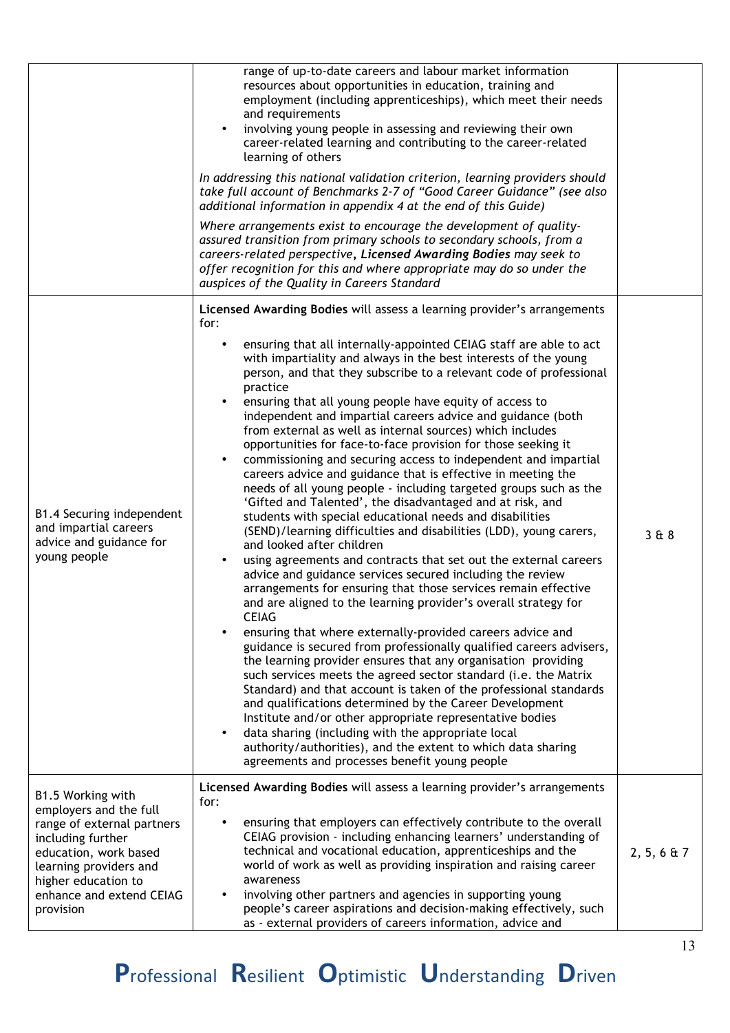| | | |
|---|---|---|
| | range of up-to-date careers and labour market information resources about opportunities in education, training and employment (including apprenticeships), which meet their needs and requirements<br>• involving young people in assessing and reviewing their own career-related learning and contributing to the career-related learning of others<br><br>*In addressing this national validation criterion, learning providers should take full account of Benchmarks 2-7 of "Good Career Guidance" (see also additional information in appendix 4 at the end of this Guide)*<br><br>*Where arrangements exist to encourage the development of quality-assured transition from primary schools to secondary schools, from a careers-related perspective, **Licensed Awarding Bodies** may seek to offer recognition for this and where appropriate may do so under the auspices of the Quality in Careers Standard* | |
| B1.4 Securing independent and impartial careers advice and guidance for young people | **Licensed Awarding Bodies** will assess a learning provider's arrangements for:<br>• ensuring that all internally-appointed CEIAG staff are able to act with impartiality and always in the best interests of the young person, and that they subscribe to a relevant code of professional practice<br>• ensuring that all young people have equity of access to independent and impartial careers advice and guidance (both from external as well as internal sources) which includes opportunities for face-to-face provision for those seeking it<br>• commissioning and securing access to independent and impartial careers advice and guidance that is effective in meeting the needs of all young people - including targeted groups such as the 'Gifted and Talented', the disadvantaged and at risk, and students with special educational needs and disabilities (SEND)/learning difficulties and disabilities (LDD), young carers, and looked after children<br>• using agreements and contracts that set out the external careers advice and guidance services secured including the review arrangements for ensuring that those services remain effective and are aligned to the learning provider's overall strategy for CEIAG<br>• ensuring that where externally-provided careers advice and guidance is secured from professionally qualified careers advisers, the learning provider ensures that any organisation providing such services meets the agreed sector standard (i.e. the Matrix Standard) and that account is taken of the professional standards and qualifications determined by the Career Development Institute and/or other appropriate representative bodies<br>• data sharing (including with the appropriate local authority/authorities), and the extent to which data sharing agreements and processes benefit young people | 3 & 8 |
| B1.5 Working with employers and the full range of external partners including further education, work based learning providers and higher education to enhance and extend CEIAG provision | **Licensed Awarding Bodies** will assess a learning provider's arrangements for:<br>• ensuring that employers can effectively contribute to the overall CEIAG provision - including enhancing learners' understanding of technical and vocational education, apprenticeships and the world of work as well as providing inspiration and raising career awareness<br>• involving other partners and agencies in supporting young people's career aspirations and decision-making effectively, such as - external providers of careers information, advice and | 2, 5, 6 & 7 |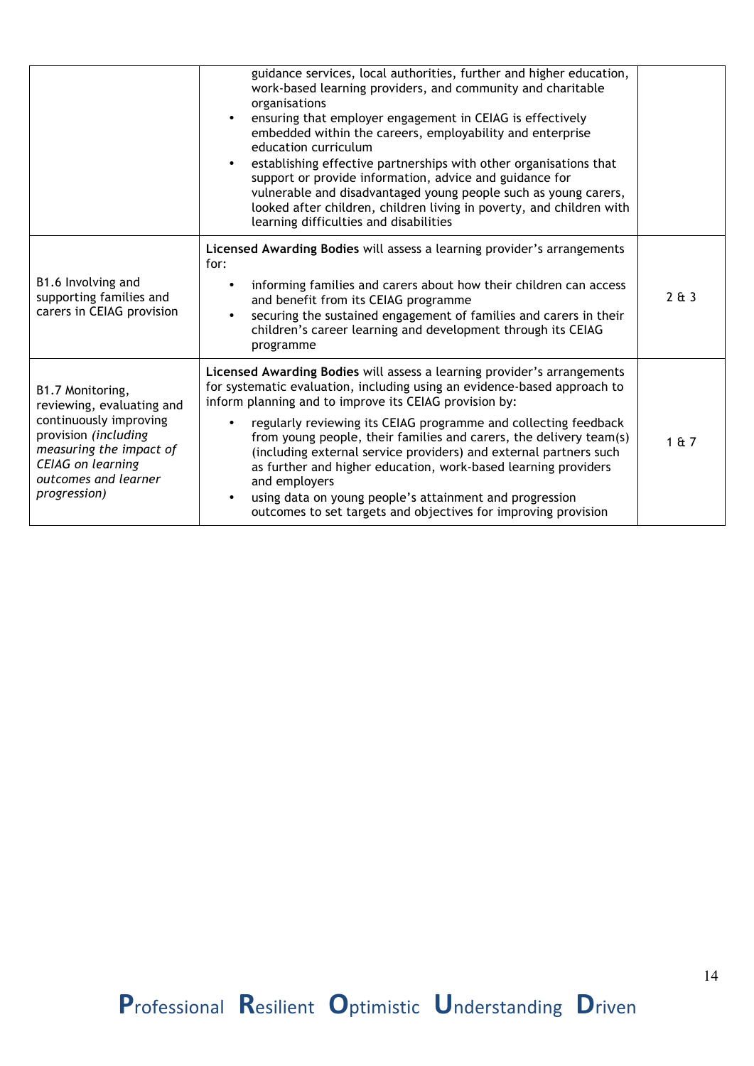| | | |
|---|---|---|
| | guidance services, local authorities, further and higher education, work-based learning providers, and community and charitable organisations<br>• ensuring that employer engagement in CEIAG is effectively embedded within the careers, employability and enterprise education curriculum<br>• establishing effective partnerships with other organisations that support or provide information, advice and guidance for vulnerable and disadvantaged young people such as young carers, looked after children, children living in poverty, and children with learning difficulties and disabilities | |
| B1.6 Involving and supporting families and carers in CEIAG provision | **Licensed Awarding Bodies** will assess a learning provider's arrangements for:<br>• informing families and carers about how their children can access and benefit from its CEIAG programme<br>• securing the sustained engagement of families and carers in their children's career learning and development through its CEIAG programme | 2 & 3 |
| B1.7 Monitoring, reviewing, evaluating and continuously improving provision *(including measuring the impact of CEIAG on learning outcomes and learner progression)* | **Licensed Awarding Bodies** will assess a learning provider's arrangements for systematic evaluation, including using an evidence-based approach to inform planning and to improve its CEIAG provision by:<br>• regularly reviewing its CEIAG programme and collecting feedback from young people, their families and carers, the delivery team(s) (including external service providers) and external partners such as further and higher education, work-based learning providers and employers<br>• using data on young people's attainment and progression outcomes to set targets and objectives for improving provision | 1 & 7 |

**P**rofessional **R**esilient **O**ptimistic **U**nderstanding **D**riven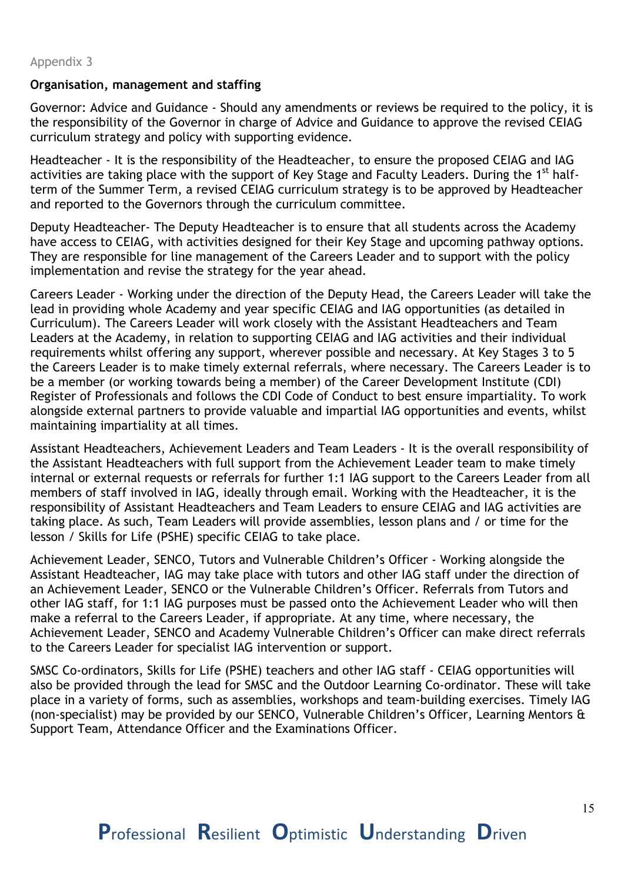Appendix 3

**Organisation, management and staffing**

Governor: Advice and Guidance - Should any amendments or reviews be required to the policy, it is the responsibility of the Governor in charge of Advice and Guidance to approve the revised CEIAG curriculum strategy and policy with supporting evidence.

Headteacher - It is the responsibility of the Headteacher, to ensure the proposed CEIAG and IAG activities are taking place with the support of Key Stage and Faculty Leaders. During the 1st half-term of the Summer Term, a revised CEIAG curriculum strategy is to be approved by Headteacher and reported to the Governors through the curriculum committee.

Deputy Headteacher- The Deputy Headteacher is to ensure that all students across the Academy have access to CEIAG, with activities designed for their Key Stage and upcoming pathway options. They are responsible for line management of the Careers Leader and to support with the policy implementation and revise the strategy for the year ahead.

Careers Leader - Working under the direction of the Deputy Head, the Careers Leader will take the lead in providing whole Academy and year specific CEIAG and IAG opportunities (as detailed in Curriculum). The Careers Leader will work closely with the Assistant Headteachers and Team Leaders at the Academy, in relation to supporting CEIAG and IAG activities and their individual requirements whilst offering any support, wherever possible and necessary. At Key Stages 3 to 5 the Careers Leader is to make timely external referrals, where necessary. The Careers Leader is to be a member (or working towards being a member) of the Career Development Institute (CDI) Register of Professionals and follows the CDI Code of Conduct to best ensure impartiality. To work alongside external partners to provide valuable and impartial IAG opportunities and events, whilst maintaining impartiality at all times.

Assistant Headteachers, Achievement Leaders and Team Leaders - It is the overall responsibility of the Assistant Headteachers with full support from the Achievement Leader team to make timely internal or external requests or referrals for further 1:1 IAG support to the Careers Leader from all members of staff involved in IAG, ideally through email. Working with the Headteacher, it is the responsibility of Assistant Headteachers and Team Leaders to ensure CEIAG and IAG activities are taking place. As such, Team Leaders will provide assemblies, lesson plans and / or time for the lesson / Skills for Life (PSHE) specific CEIAG to take place.

Achievement Leader, SENCO, Tutors and Vulnerable Children's Officer - Working alongside the Assistant Headteacher, IAG may take place with tutors and other IAG staff under the direction of an Achievement Leader, SENCO or the Vulnerable Children's Officer. Referrals from Tutors and other IAG staff, for 1:1 IAG purposes must be passed onto the Achievement Leader who will then make a referral to the Careers Leader, if appropriate. At any time, where necessary, the Achievement Leader, SENCO and Academy Vulnerable Children's Officer can make direct referrals to the Careers Leader for specialist IAG intervention or support.

SMSC Co-ordinators, Skills for Life (PSHE) teachers and other IAG staff - CEIAG opportunities will also be provided through the lead for SMSC and the Outdoor Learning Co-ordinator. These will take place in a variety of forms, such as assemblies, workshops and team-building exercises. Timely IAG (non-specialist) may be provided by our SENCO, Vulnerable Children's Officer, Learning Mentors & Support Team, Attendance Officer and the Examinations Officer.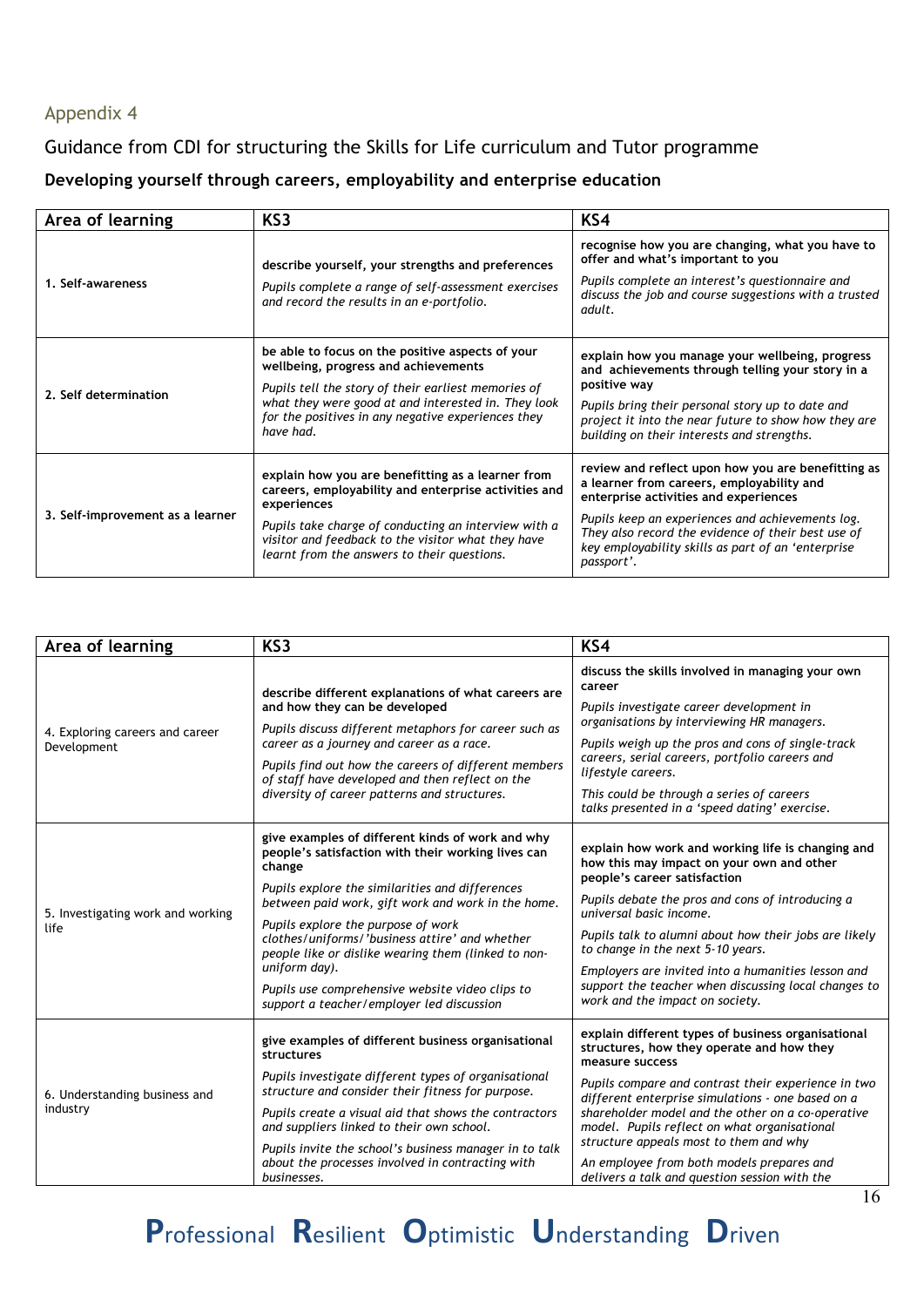## Appendix 4

## Guidance from CDI for structuring the Skills for Life curriculum and Tutor programme

### Developing yourself through careers, employability and enterprise education

| Area of learning | KS3 | KS4 |
|---|---|---|
| 1. Self-awareness | **describe yourself, your strengths and preferences**<br>*Pupils complete a range of self-assessment exercises and record the results in an e-portfolio.* | **recognise how you are changing, what you have to offer and what's important to you**<br>*Pupils complete an interest's questionnaire and discuss the job and course suggestions with a trusted adult.* |
| 2. Self determination | **be able to focus on the positive aspects of your wellbeing, progress and achievements**<br>*Pupils tell the story of their earliest memories of what they were good at and interested in. They look for the positives in any negative experiences they have had.* | **explain how you manage your wellbeing, progress and achievements through telling your story in a positive way**<br>*Pupils bring their personal story up to date and project it into the near future to show how they are building on their interests and strengths.* |
| 3. Self-improvement as a learner | **explain how you are benefitting as a learner from careers, employability and enterprise activities and experiences**<br>*Pupils take charge of conducting an interview with a visitor and feedback to the visitor what they have learnt from the answers to their questions.* | **review and reflect upon how you are benefitting as a learner from careers, employability and enterprise activities and experiences**<br>*Pupils keep an experiences and achievements log. They also record the evidence of their best use of key employability skills as part of an 'enterprise passport'.* |

| Area of learning | KS3 | KS4 |
|---|---|---|
| 4. Exploring careers and career Development | **describe different explanations of what careers are and how they can be developed**<br>*Pupils discuss different metaphors for career such as career as a journey and career as a race.*<br>*Pupils find out how the careers of different members of staff have developed and then reflect on the diversity of career patterns and structures.* | **discuss the skills involved in managing your own career**<br>*Pupils investigate career development in organisations by interviewing HR managers.*<br>*Pupils weigh up the pros and cons of single-track careers, serial careers, portfolio careers and lifestyle careers.*<br>*This could be through a series of careers talks presented in a 'speed dating' exercise.* |
| 5. Investigating work and working life | **give examples of different kinds of work and why people's satisfaction with their working lives can change**<br>*Pupils explore the similarities and differences between paid work, gift work and work in the home.*<br>*Pupils explore the purpose of work clothes/uniforms/'business attire' and whether people like or dislike wearing them (linked to non-uniform day).*<br>*Pupils use comprehensive website video clips to support a teacher/employer led discussion* | **explain how work and working life is changing and how this may impact on your own and other people's career satisfaction**<br>*Pupils debate the pros and cons of introducing a universal basic income.*<br>*Pupils talk to alumni about how their jobs are likely to change in the next 5-10 years.*<br>*Employers are invited into a humanities lesson and support the teacher when discussing local changes to work and the impact on society.* |
| 6. Understanding business and industry | **give examples of different business organisational structures**<br>*Pupils investigate different types of organisational structure and consider their fitness for purpose.*<br>*Pupils create a visual aid that shows the contractors and suppliers linked to their own school.*<br>*Pupils invite the school's business manager in to talk about the processes involved in contracting with businesses.* | **explain different types of business organisational structures, how they operate and how they measure success**<br>*Pupils compare and contrast their experience in two different enterprise simulations - one based on a shareholder model and the other on a co-operative model. Pupils reflect on what organisational structure appeals most to them and why*<br>*An employee from both models prepares and delivers a talk and question session with the* |

**P**rofessional **R**esilient **O**ptimistic **U**nderstanding **D**riven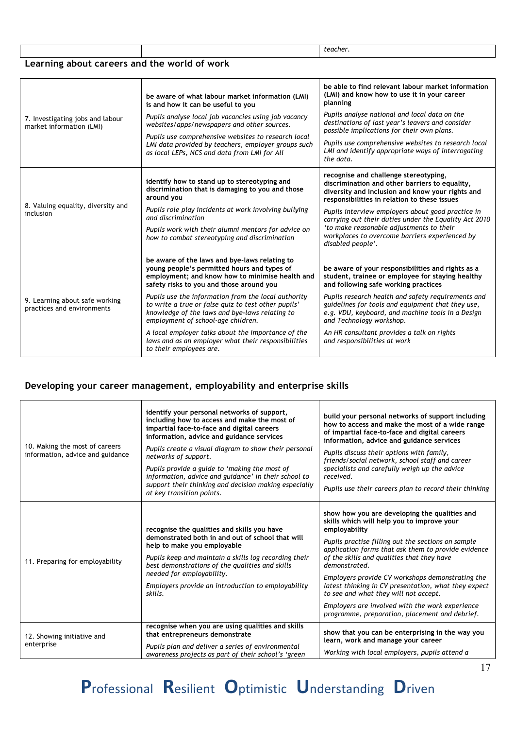| | | *teacher.* |
|---|---|---|

## Learning about careers and the world of work

| | | |
|---|---|---|
| 7. Investigating jobs and labour market information (LMI) | **be aware of what labour market information (LMI) is and how it can be useful to you**<br>*Pupils analyse local job vacancies using job vacancy websites/apps/newspapers and other sources.*<br>*Pupils use comprehensive websites to research local LMI data provided by teachers, employer groups such as local LEPs, NCS and data from LMI for All* | **be able to find relevant labour market information (LMI) and know how to use it in your career planning**<br>*Pupils analyse national and local data on the destinations of last year's leavers and consider possible implications for their own plans.*<br>*Pupils use comprehensive websites to research local LMI and identify appropriate ways of interrogating the data.* |
| 8. Valuing equality, diversity and inclusion | **identify how to stand up to stereotyping and discrimination that is damaging to you and those around you**<br>*Pupils role play incidents at work involving bullying and discrimination*<br>*Pupils work with their alumni mentors for advice on how to combat stereotyping and discrimination* | **recognise and challenge stereotyping, discrimination and other barriers to equality, diversity and inclusion and know your rights and responsibilities in relation to these issues**<br>*Pupils interview employers about good practice in carrying out their duties under the Equality Act 2010 'to make reasonable adjustments to their workplaces to overcome barriers experienced by disabled people'.* |
| 9. Learning about safe working practices and environments | **be aware of the laws and bye-laws relating to young people's permitted hours and types of employment; and know how to minimise health and safety risks to you and those around you**<br>*Pupils use the information from the local authority to write a true or false quiz to test other pupils' knowledge of the laws and bye-laws relating to employment of school-age children.*<br>*A local employer talks about the importance of the laws and as an employer what their responsibilities to their employees are.* | **be aware of your responsibilities and rights as a student, trainee or employee for staying healthy and following safe working practices**<br>*Pupils research health and safety requirements and guidelines for tools and equipment that they use, e.g. VDU, keyboard, and machine tools in a Design and Technology workshop.*<br>*An HR consultant provides a talk on rights and responsibilities at work* |

## Developing your career management, employability and enterprise skills

| | | |
|---|---|---|
| 10. Making the most of careers information, advice and guidance | **identify your personal networks of support, including how to access and make the most of impartial face-to-face and digital careers information, advice and guidance services**<br>*Pupils create a visual diagram to show their personal networks of support.*<br>*Pupils provide a guide to 'making the most of information, advice and guidance' in their school to support their thinking and decision making especially at key transition points.* | **build your personal networks of support including how to access and make the most of a wide range of impartial face-to-face and digital careers information, advice and guidance services**<br>*Pupils discuss their options with family, friends/social network, school staff and career specialists and carefully weigh up the advice received.*<br>*Pupils use their careers plan to record their thinking* |
| 11. Preparing for employability | **recognise the qualities and skills you have demonstrated both in and out of school that will help to make you employable**<br>*Pupils keep and maintain a skills log recording their best demonstrations of the qualities and skills needed for employability.*<br>*Employers provide an introduction to employability skills.* | **show how you are developing the qualities and skills which will help you to improve your employability**<br>*Pupils practise filling out the sections on sample application forms that ask them to provide evidence of the skills and qualities that they have demonstrated.*<br>*Employers provide CV workshops demonstrating the latest thinking in CV presentation, what they expect to see and what they will not accept.*<br>*Employers are involved with the work experience programme, preparation, placement and debrief.* |
| 12. Showing initiative and enterprise | **recognise when you are using qualities and skills that entrepreneurs demonstrate**<br>*Pupils plan and deliver a series of environmental awareness projects as part of their school's 'green* | **show that you can be enterprising in the way you learn, work and manage your career**<br>*Working with local employers, pupils attend a* |

**P**rofessional **R**esilient **O**ptimistic **U**nderstanding **D**riven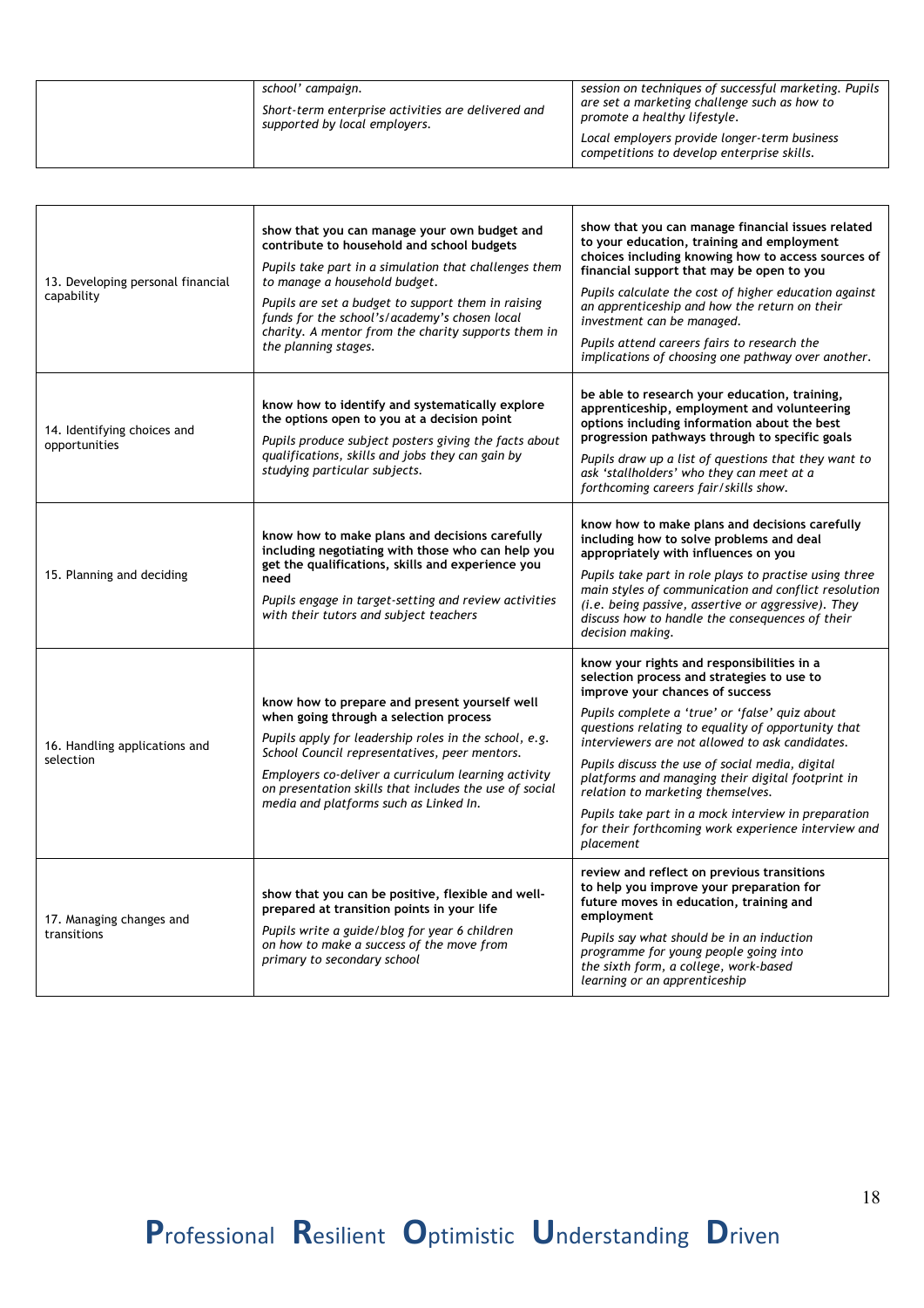| | | |
|---|---|---|
| | *school' campaign.*<br><br>*Short-term enterprise activities are delivered and supported by local employers.* | *session on techniques of successful marketing. Pupils are set a marketing challenge such as how to promote a healthy lifestyle.*<br><br>*Local employers provide longer-term business competitions to develop enterprise skills.* |

| | | |
|---|---|---|
| 13. Developing personal financial capability | **show that you can manage your own budget and contribute to household and school budgets**<br><br>*Pupils take part in a simulation that challenges them to manage a household budget.*<br><br>*Pupils are set a budget to support them in raising funds for the school's/academy's chosen local charity. A mentor from the charity supports them in the planning stages.* | **show that you can manage financial issues related to your education, training and employment choices including knowing how to access sources of financial support that may be open to you**<br><br>*Pupils calculate the cost of higher education against an apprenticeship and how the return on their investment can be managed.*<br><br>*Pupils attend careers fairs to research the implications of choosing one pathway over another.* |
| 14. Identifying choices and opportunities | **know how to identify and systematically explore the options open to you at a decision point**<br><br>*Pupils produce subject posters giving the facts about qualifications, skills and jobs they can gain by studying particular subjects.* | **be able to research your education, training, apprenticeship, employment and volunteering options including information about the best progression pathways through to specific goals**<br><br>*Pupils draw up a list of questions that they want to ask 'stallholders' who they can meet at a forthcoming careers fair/skills show.* |
| 15. Planning and deciding | **know how to make plans and decisions carefully including negotiating with those who can help you get the qualifications, skills and experience you need**<br><br>*Pupils engage in target-setting and review activities with their tutors and subject teachers* | **know how to make plans and decisions carefully including how to solve problems and deal appropriately with influences on you**<br><br>*Pupils take part in role plays to practise using three main styles of communication and conflict resolution (i.e. being passive, assertive or aggressive). They discuss how to handle the consequences of their decision making.* |
| 16. Handling applications and selection | **know how to prepare and present yourself well when going through a selection process**<br><br>*Pupils apply for leadership roles in the school, e.g. School Council representatives, peer mentors.*<br><br>*Employers co-deliver a curriculum learning activity on presentation skills that includes the use of social media and platforms such as Linked In.* | **know your rights and responsibilities in a selection process and strategies to use to improve your chances of success**<br><br>*Pupils complete a 'true' or 'false' quiz about questions relating to equality of opportunity that interviewers are not allowed to ask candidates.*<br><br>*Pupils discuss the use of social media, digital platforms and managing their digital footprint in relation to marketing themselves.*<br><br>*Pupils take part in a mock interview in preparation for their forthcoming work experience interview and placement* |
| 17. Managing changes and transitions | **show that you can be positive, flexible and well-prepared at transition points in your life**<br><br>*Pupils write a guide/blog for year 6 children on how to make a success of the move from primary to secondary school* | **review and reflect on previous transitions to help you improve your preparation for future moves in education, training and employment**<br><br>*Pupils say what should be in an induction programme for young people going into the sixth form, a college, work-based learning or an apprenticeship* |